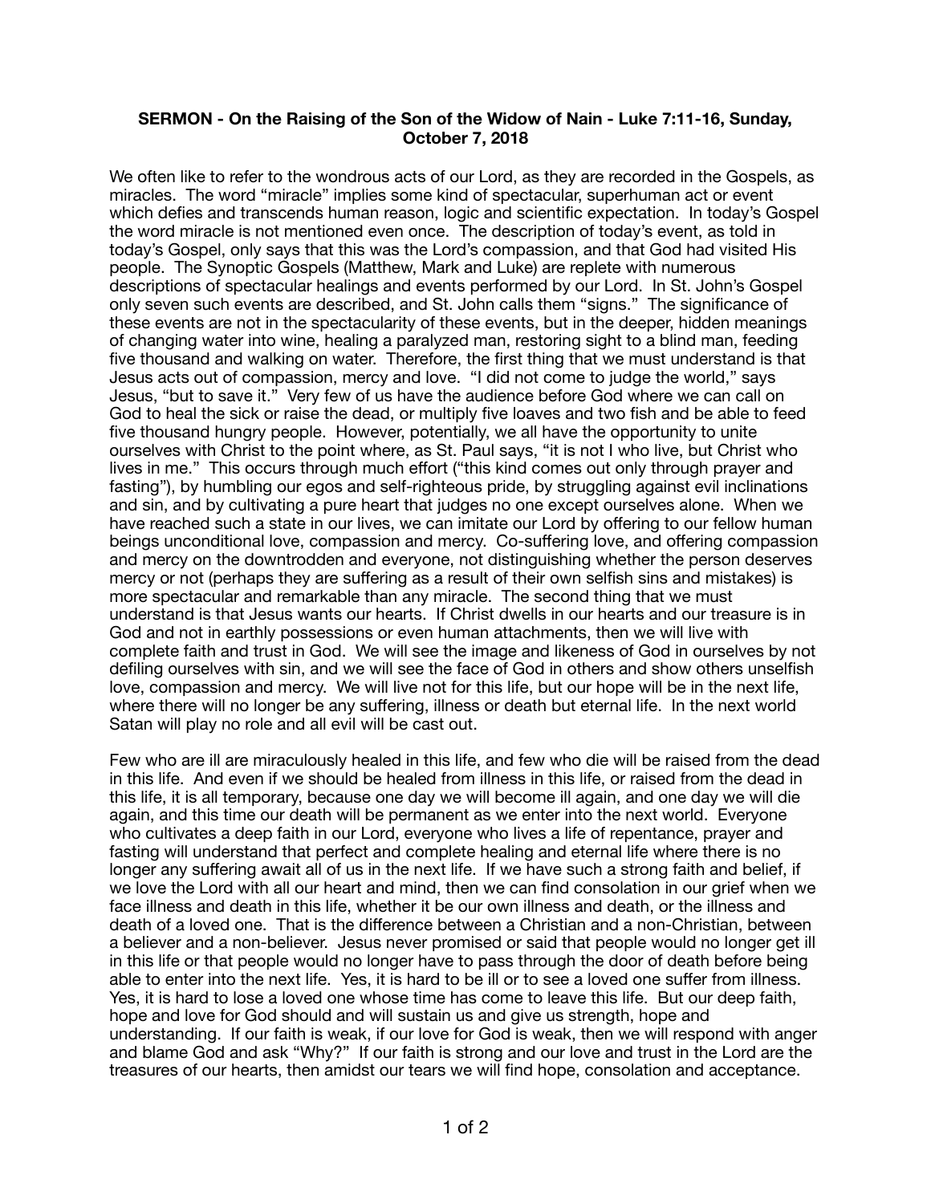**SERMON - On the Raising of the Son of the Widow of Nain - Luke 7:11-16, Sunday, October 7, 2018**

We often like to refer to the wondrous acts of our Lord, as they are recorded in the Gospels, as miracles. The word "miracle" implies some kind of spectacular, superhuman act or event which defies and transcends human reason, logic and scientific expectation. In today's Gospel the word miracle is not mentioned even once. The description of today's event, as told in today's Gospel, only says that this was the Lord's compassion, and that God had visited His people. The Synoptic Gospels (Matthew, Mark and Luke) are replete with numerous descriptions of spectacular healings and events performed by our Lord. In St. John's Gospel only seven such events are described, and St. John calls them "signs." The significance of these events are not in the spectacularity of these events, but in the deeper, hidden meanings of changing water into wine, healing a paralyzed man, restoring sight to a blind man, feeding five thousand and walking on water. Therefore, the first thing that we must understand is that Jesus acts out of compassion, mercy and love. "I did not come to judge the world," says Jesus, "but to save it." Very few of us have the audience before God where we can call on God to heal the sick or raise the dead, or multiply five loaves and two fish and be able to feed five thousand hungry people. However, potentially, we all have the opportunity to unite ourselves with Christ to the point where, as St. Paul says, "it is not I who live, but Christ who lives in me." This occurs through much effort ("this kind comes out only through prayer and fasting"), by humbling our egos and self-righteous pride, by struggling against evil inclinations and sin, and by cultivating a pure heart that judges no one except ourselves alone. When we have reached such a state in our lives, we can imitate our Lord by offering to our fellow human beings unconditional love, compassion and mercy. Co-suffering love, and offering compassion and mercy on the downtrodden and everyone, not distinguishing whether the person deserves mercy or not (perhaps they are suffering as a result of their own selfish sins and mistakes) is more spectacular and remarkable than any miracle. The second thing that we must understand is that Jesus wants our hearts. If Christ dwells in our hearts and our treasure is in God and not in earthly possessions or even human attachments, then we will live with complete faith and trust in God. We will see the image and likeness of God in ourselves by not defiling ourselves with sin, and we will see the face of God in others and show others unselfish love, compassion and mercy. We will live not for this life, but our hope will be in the next life, where there will no longer be any suffering, illness or death but eternal life. In the next world Satan will play no role and all evil will be cast out.

Few who are ill are miraculously healed in this life, and few who die will be raised from the dead in this life. And even if we should be healed from illness in this life, or raised from the dead in this life, it is all temporary, because one day we will become ill again, and one day we will die again, and this time our death will be permanent as we enter into the next world. Everyone who cultivates a deep faith in our Lord, everyone who lives a life of repentance, prayer and fasting will understand that perfect and complete healing and eternal life where there is no longer any suffering await all of us in the next life. If we have such a strong faith and belief, if we love the Lord with all our heart and mind, then we can find consolation in our grief when we face illness and death in this life, whether it be our own illness and death, or the illness and death of a loved one. That is the difference between a Christian and a non-Christian, between a believer and a non-believer. Jesus never promised or said that people would no longer get ill in this life or that people would no longer have to pass through the door of death before being able to enter into the next life. Yes, it is hard to be ill or to see a loved one suffer from illness. Yes, it is hard to lose a loved one whose time has come to leave this life. But our deep faith, hope and love for God should and will sustain us and give us strength, hope and understanding. If our faith is weak, if our love for God is weak, then we will respond with anger and blame God and ask "Why?" If our faith is strong and our love and trust in the Lord are the treasures of our hearts, then amidst our tears we will find hope, consolation and acceptance.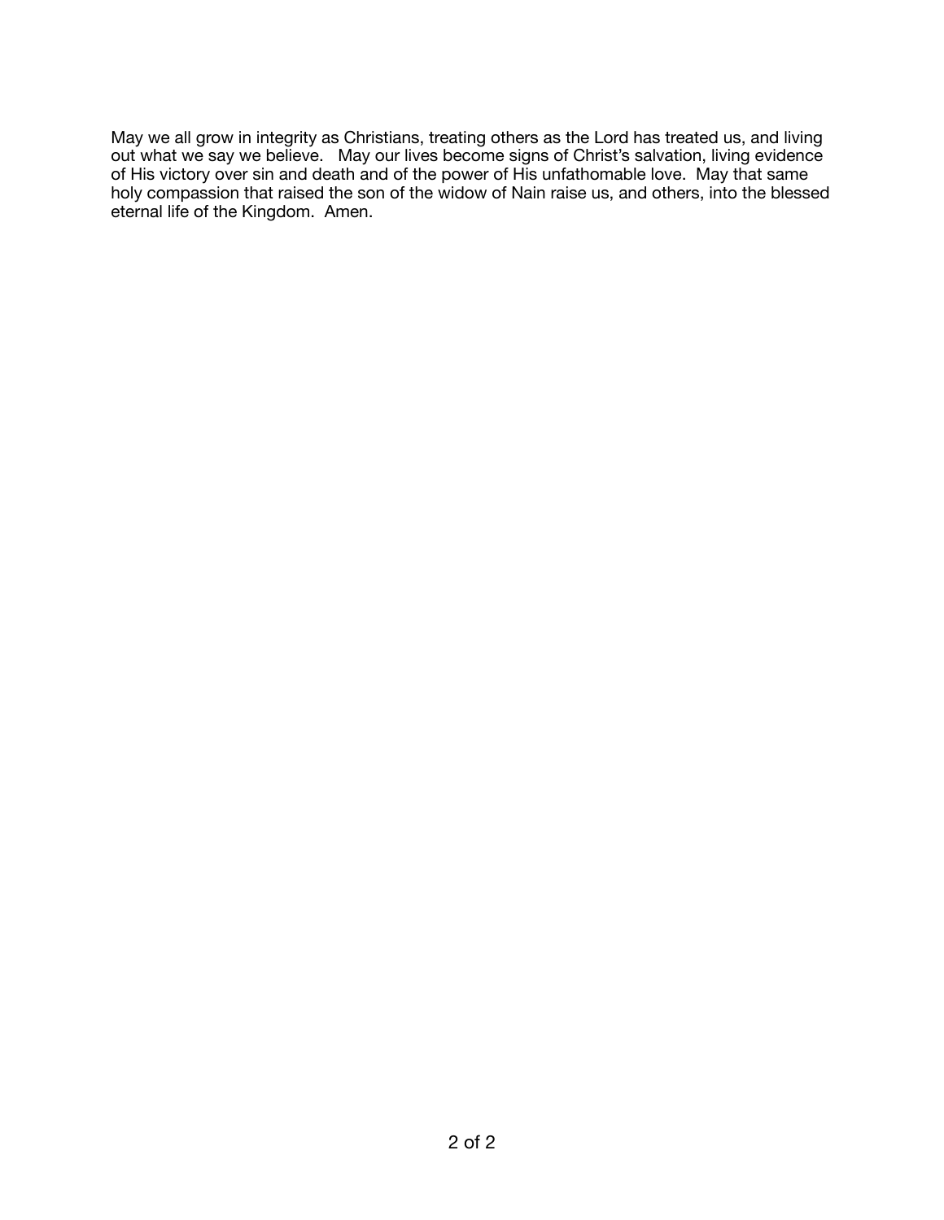May we all grow in integrity as Christians, treating others as the Lord has treated us, and living out what we say we believe. May our lives become signs of Christ's salvation, living evidence of His victory over sin and death and of the power of His unfathomable love. May that same holy compassion that raised the son of the widow of Nain raise us, and others, into the blessed eternal life of the Kingdom. Amen.